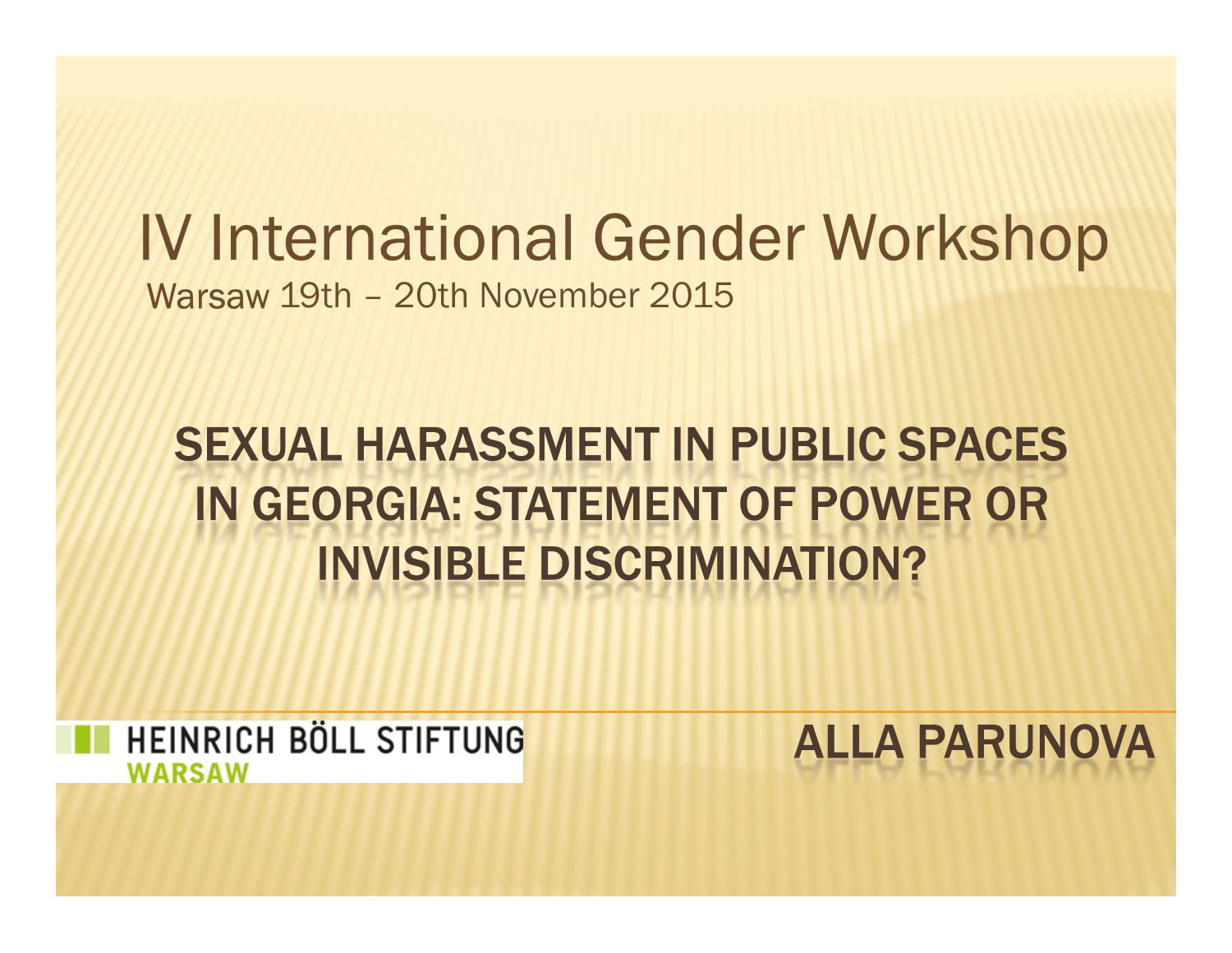# IV International Gender Workshop

Warsaw 19th – 20th November 2015

## SEXUAL HARASSMENT IN PUBLIC SPACES IN GEORGIA: STATEMENT OF POWER OR INVISIBLE DISCRIMINATION?

HEINRICH BÖLL STIFTUNG
WARSAW

ALLA PARUNOVA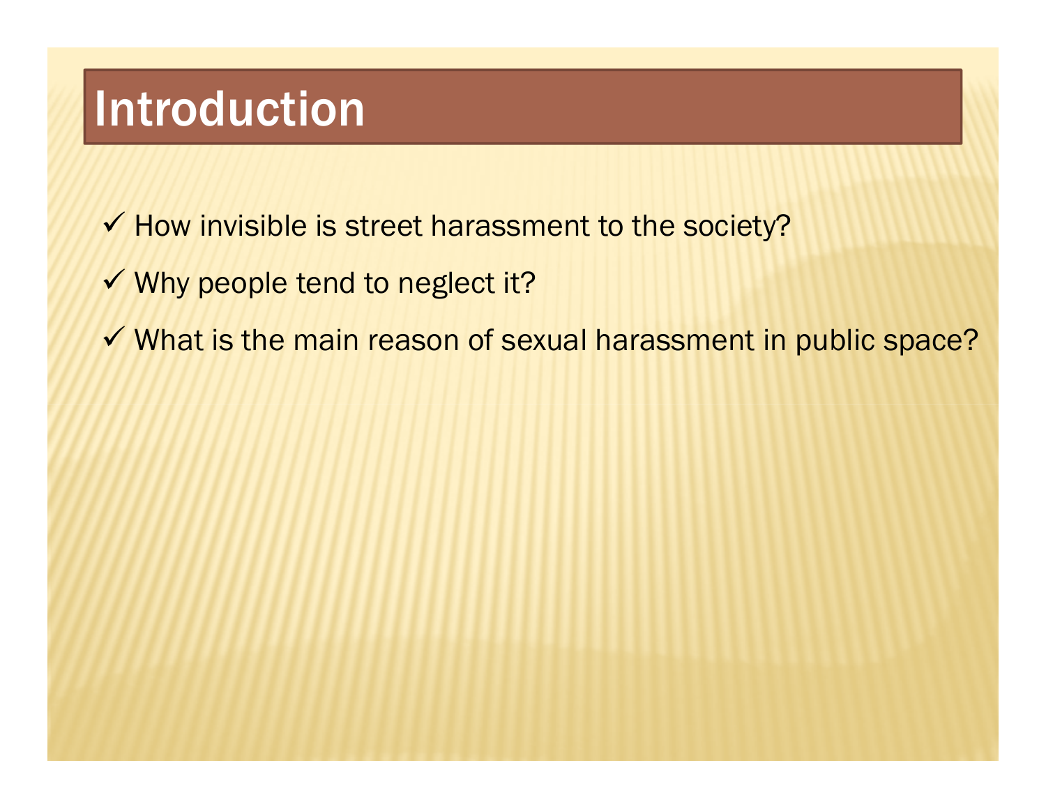# Introduction

- ✓ How invisible is street harassment to the society?
- ✓ Why people tend to neglect it?
- ✓ What is the main reason of sexual harassment in public space?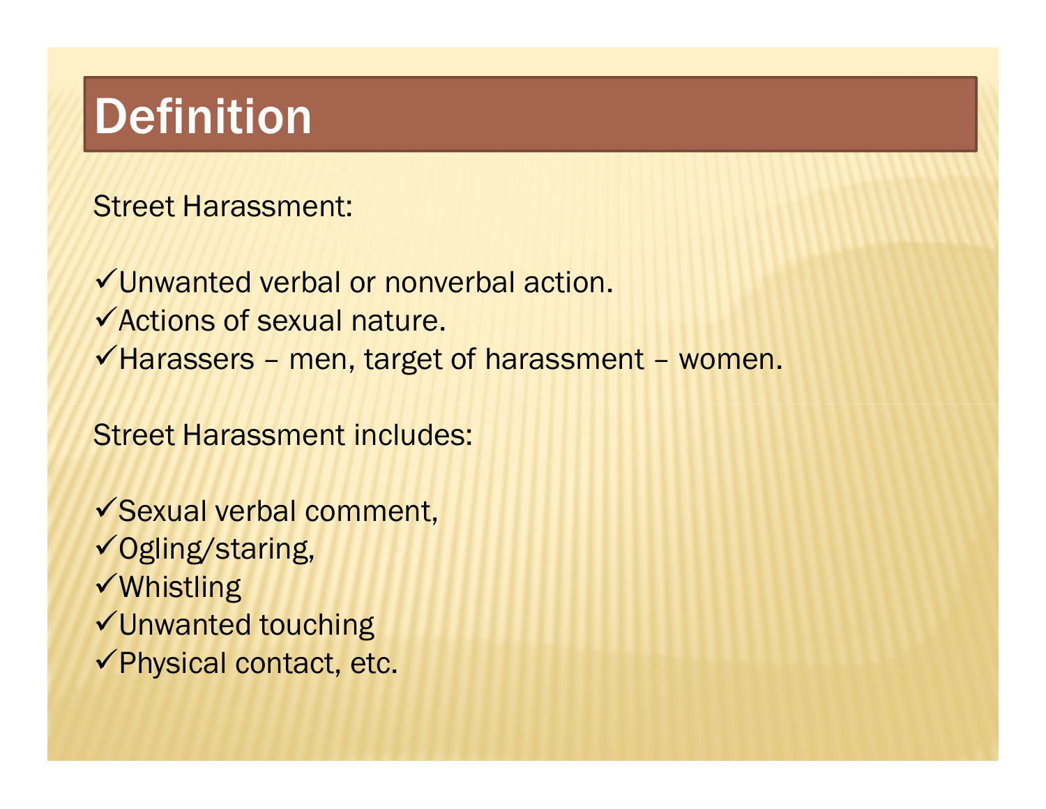# Definition

Street Harassment:

- ✓Unwanted verbal or nonverbal action.
- ✓Actions of sexual nature.
- ✓Harassers – men, target of harassment – women.

Street Harassment includes:

- ✓Sexual verbal comment,
- ✓Ogling/staring,
- ✓Whistling
- ✓Unwanted touching
- ✓Physical contact, etc.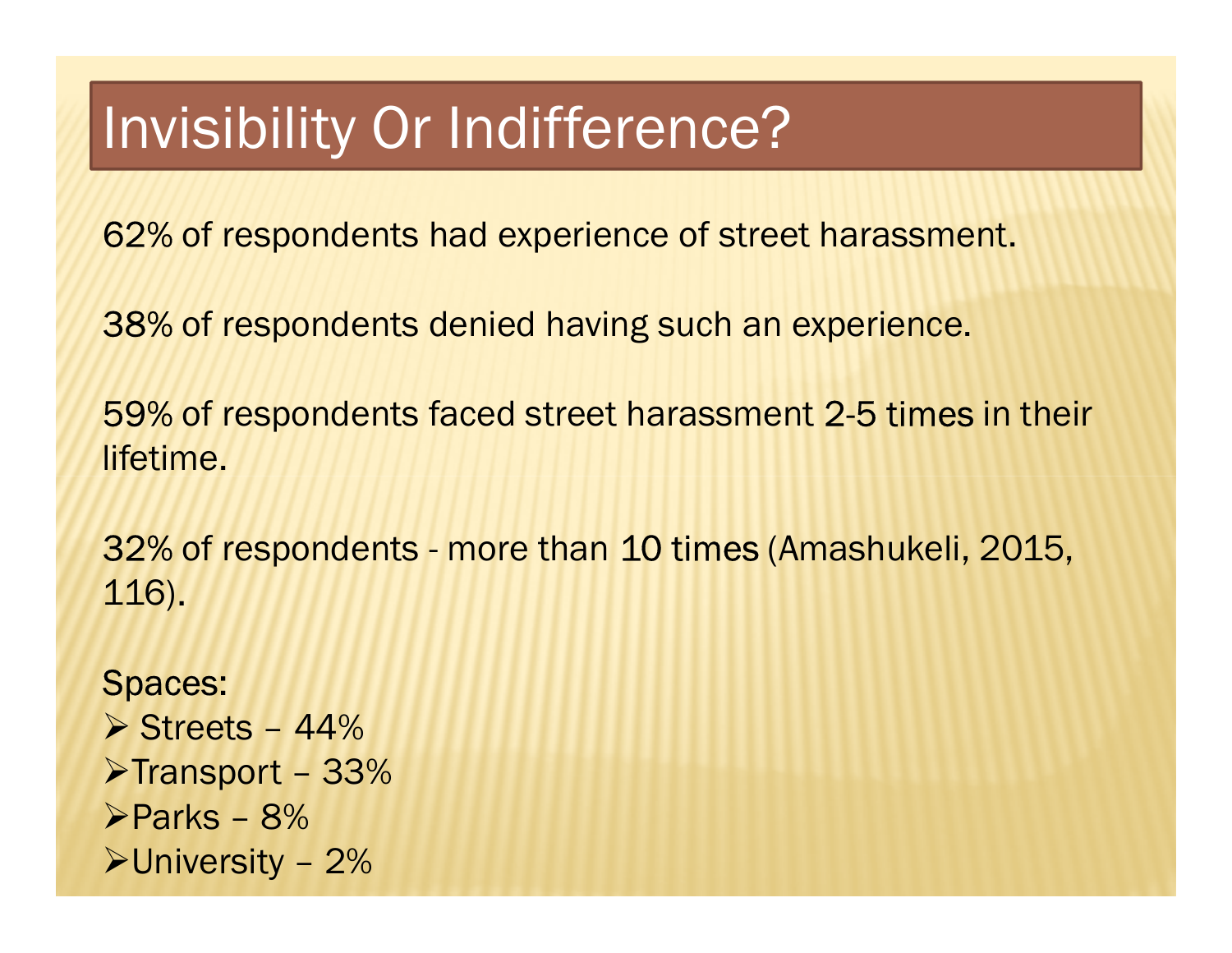# Invisibility Or Indifference?

62% of respondents had experience of street harassment.

38% of respondents denied having such an experience.

59% of respondents faced street harassment 2-5 times in their lifetime.

32% of respondents - more than 10 times (Amashukeli, 2015, 116).

Spaces:

- Streets – 44%
- Transport – 33%
- Parks – 8%
- University – 2%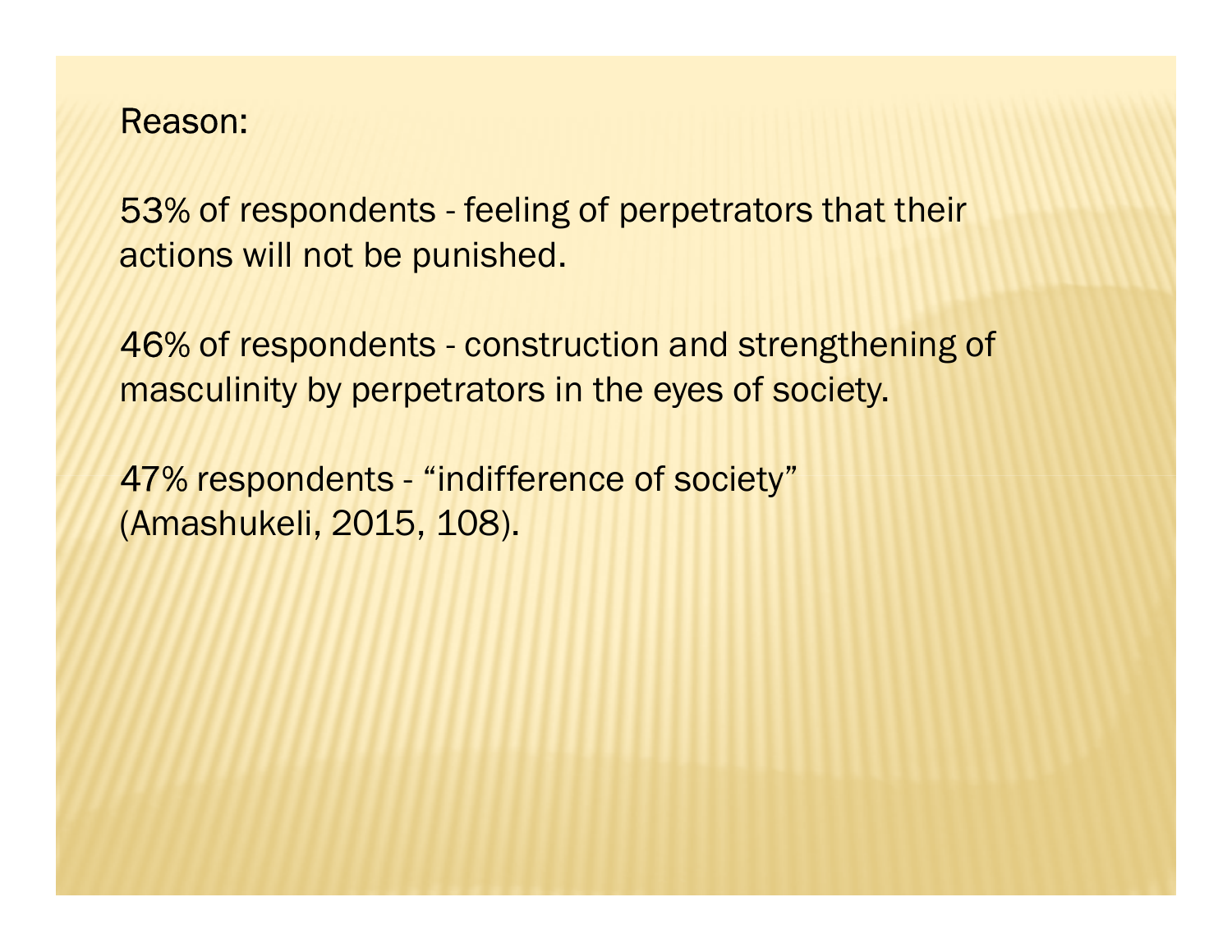Reason:

53% of respondents - feeling of perpetrators that their actions will not be punished.

46% of respondents - construction and strengthening of masculinity by perpetrators in the eyes of society.

47% respondents - “indifference of society” (Amashukeli, 2015, 108).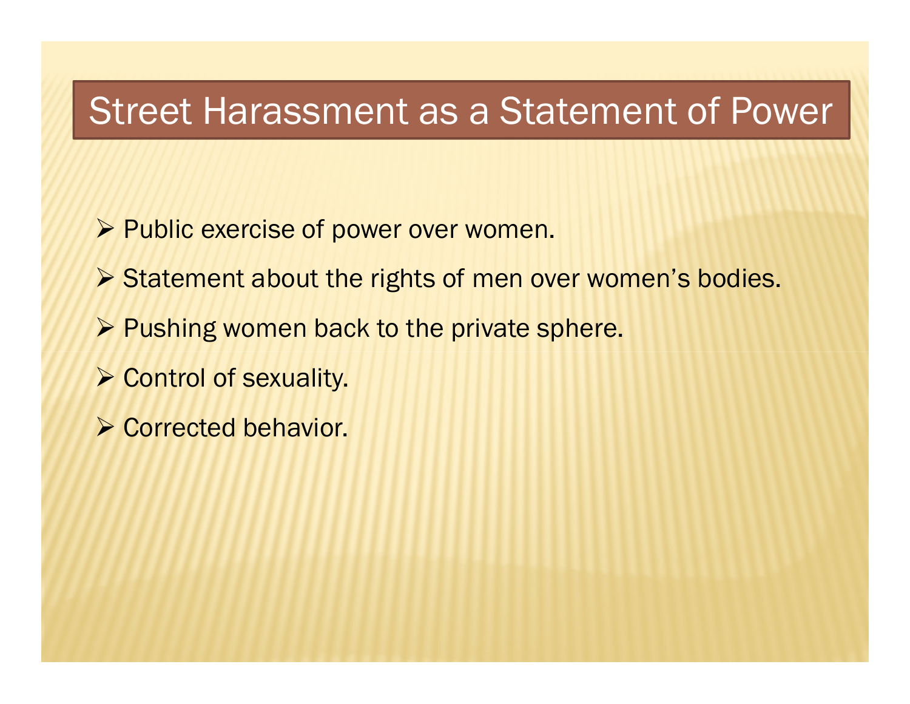# Street Harassment as a Statement of Power

- Public exercise of power over women.
- Statement about the rights of men over women's bodies.
- Pushing women back to the private sphere.
- Control of sexuality.
- Corrected behavior.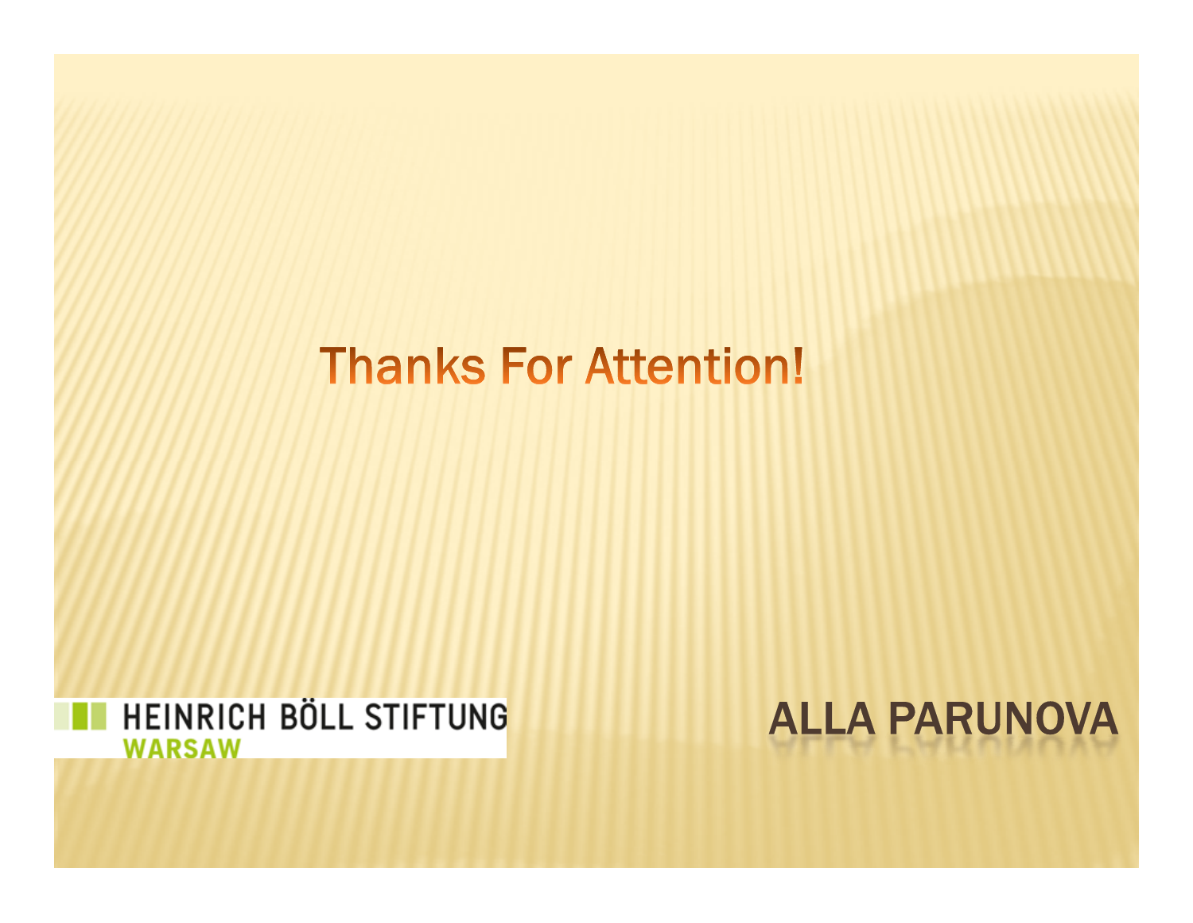# Thanks For Attention!

HEINRICH BÖLL STIFTUNG
WARSAW

ALLA PARUNOVA